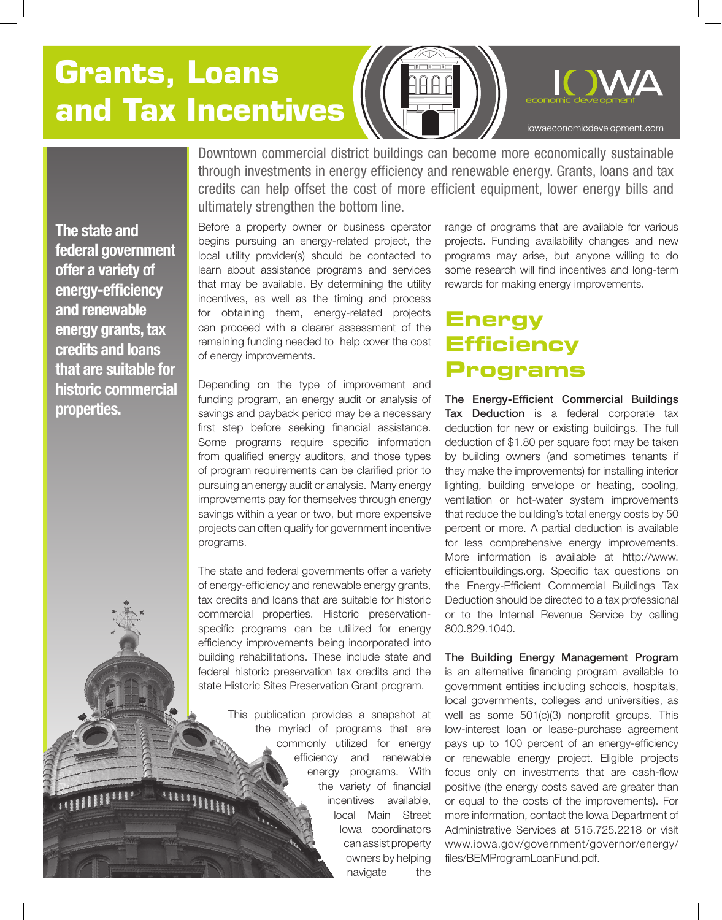# Grants, Loans and Tax Incentives

IOWA economic development

iowaeconomicdevelopment.com

**The state and federal government offer a variety of energy-efficiency and renewable energy grants, tax credits and loans that are suitable for historic commercial properties.**

Downtown commercial district buildings can become more economically sustainable through investments in energy efficiency and renewable energy. Grants, loans and tax credits can help offset the cost of more efficient equipment, lower energy bills and ultimately strengthen the bottom line.

Before a property owner or business operator begins pursuing an energy-related project, the local utility provider(s) should be contacted to learn about assistance programs and services that may be available. By determining the utility incentives, as well as the timing and process for obtaining them, energy-related projects can proceed with a clearer assessment of the remaining funding needed to help cover the cost of energy improvements.

Depending on the type of improvement and funding program, an energy audit or analysis of savings and payback period may be a necessary first step before seeking financial assistance. Some programs require specific information from qualified energy auditors, and those types of program requirements can be clarified prior to pursuing an energy audit or analysis. Many energy improvements pay for themselves through energy savings within a year or two, but more expensive projects can often qualify for government incentive programs.

The state and federal governments offer a variety of energy-efficiency and renewable energy grants, tax credits and loans that are suitable for historic commercial properties. Historic preservation-specific programs can be utilized for energy efficiency improvements being incorporated into building rehabilitations. These include state and federal historic preservation tax credits and the state Historic Sites Preservation Grant program.

This publication provides a snapshot at the myriad of programs that are commonly utilized for energy efficiency and renewable energy programs. With the variety of financial incentives available, local Main Street Iowa coordinators can assist property owners by helping navigate the range of programs that are available for various projects. Funding availability changes and new programs may arise, but anyone willing to do some research will find incentives and long-term rewards for making energy improvements.

## Energy Efficiency Programs

**The Energy-Efficient Commercial Buildings Tax Deduction** is a federal corporate tax deduction for new or existing buildings. The full deduction of $1.80 per square foot may be taken by building owners (and sometimes tenants if they make the improvements) for installing interior lighting, building envelope or heating, cooling, ventilation or hot-water system improvements that reduce the building's total energy costs by 50 percent or more. A partial deduction is available for less comprehensive energy improvements. More information is available at http://www.efficientbuildings.org. Specific tax questions on the Energy-Efficient Commercial Buildings Tax Deduction should be directed to a tax professional or to the Internal Revenue Service by calling 800.829.1040.

**The Building Energy Management Program** is an alternative financing program available to government entities including schools, hospitals, local governments, colleges and universities, as well as some 501(c)(3) nonprofit groups. This low-interest loan or lease-purchase agreement pays up to 100 percent of an energy-efficiency or renewable energy project. Eligible projects focus only on investments that are cash-flow positive (the energy costs saved are greater than or equal to the costs of the improvements). For more information, contact the Iowa Department of Administrative Services at 515.725.2218 or visit www.iowa.gov/government/governor/energy/files/BEMProgramLoanFund.pdf.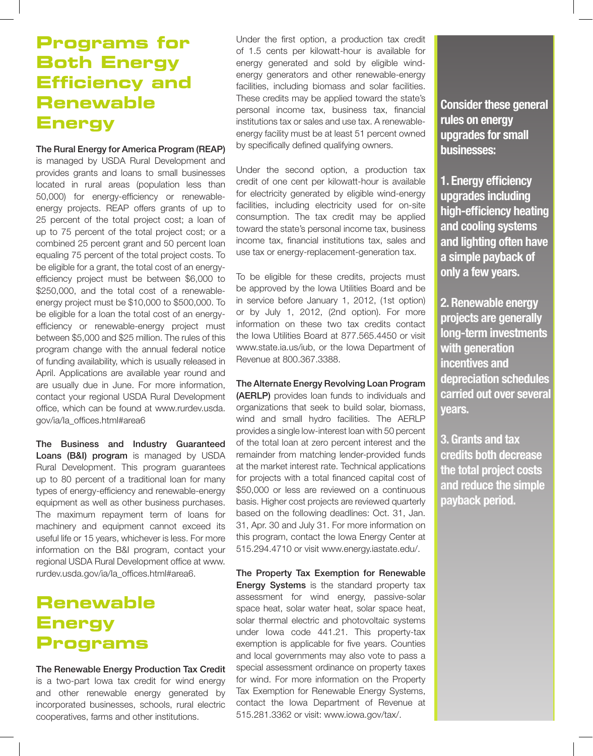# Programs for Both Energy Efficiency and Renewable Energy

**The Rural Energy for America Program (REAP)** is managed by USDA Rural Development and provides grants and loans to small businesses located in rural areas (population less than 50,000) for energy-efficiency or renewable-energy projects. REAP offers grants of up to 25 percent of the total project cost; a loan of up to 75 percent of the total project cost; or a combined 25 percent grant and 50 percent loan equaling 75 percent of the total project costs. To be eligible for a grant, the total cost of an energy-efficiency project must be between $6,000 to $250,000, and the total cost of a renewable-energy project must be $10,000 to $500,000. To be eligible for a loan the total cost of an energy-efficiency or renewable-energy project must between $5,000 and $25 million. The rules of this program change with the annual federal notice of funding availability, which is usually released in April. Applications are available year round and are usually due in June. For more information, contact your regional USDA Rural Development office, which can be found at www.rurdev.usda.gov/ia/la_offices.html#area6

**The Business and Industry Guaranteed Loans (B&I) program** is managed by USDA Rural Development. This program guarantees up to 80 percent of a traditional loan for many types of energy-efficiency and renewable-energy equipment as well as other business purchases. The maximum repayment term of loans for machinery and equipment cannot exceed its useful life or 15 years, whichever is less. For more information on the B&I program, contact your regional USDA Rural Development office at www.rurdev.usda.gov/ia/la_offices.html#area6.

# Renewable Energy Programs

**The Renewable Energy Production Tax Credit** is a two-part Iowa tax credit for wind energy and other renewable energy generated by incorporated businesses, schools, rural electric cooperatives, farms and other institutions.

Under the first option, a production tax credit of 1.5 cents per kilowatt-hour is available for energy generated and sold by eligible wind-energy generators and other renewable-energy facilities, including biomass and solar facilities. These credits may be applied toward the state's personal income tax, business tax, financial institutions tax or sales and use tax. A renewable-energy facility must be at least 51 percent owned by specifically defined qualifying owners.

Under the second option, a production tax credit of one cent per kilowatt-hour is available for electricity generated by eligible wind-energy facilities, including electricity used for on-site consumption. The tax credit may be applied toward the state's personal income tax, business income tax, financial institutions tax, sales and use tax or energy-replacement-generation tax.

To be eligible for these credits, projects must be approved by the Iowa Utilities Board and be in service before January 1, 2012, (1st option) or by July 1, 2012, (2nd option). For more information on these two tax credits contact the Iowa Utilities Board at 877.565.4450 or visit www.state.ia.us/iub, or the Iowa Department of Revenue at 800.367.3388.

**The Alternate Energy Revolving Loan Program (AERLP)** provides loan funds to individuals and organizations that seek to build solar, biomass, wind and small hydro facilities. The AERLP provides a single low-interest loan with 50 percent of the total loan at zero percent interest and the remainder from matching lender-provided funds at the market interest rate. Technical applications for projects with a total financed capital cost of $50,000 or less are reviewed on a continuous basis. Higher cost projects are reviewed quarterly based on the following deadlines: Oct. 31, Jan. 31, Apr. 30 and July 31. For more information on this program, contact the Iowa Energy Center at 515.294.4710 or visit www.energy.iastate.edu/.

**The Property Tax Exemption for Renewable Energy Systems** is the standard property tax assessment for wind energy, passive-solar space heat, solar water heat, solar space heat, solar thermal electric and photovoltaic systems under Iowa code 441.21. This property-tax exemption is applicable for five years. Counties and local governments may also vote to pass a special assessment ordinance on property taxes for wind. For more information on the Property Tax Exemption for Renewable Energy Systems, contact the Iowa Department of Revenue at 515.281.3362 or visit: www.iowa.gov/tax/.

**Consider these general rules on energy upgrades for small businesses:**

**1. Energy efficiency upgrades including high-efficiency heating and cooling systems and lighting often have a simple payback of only a few years.**

**2. Renewable energy projects are generally long-term investments with generation incentives and depreciation schedules carried out over several years.**

**3. Grants and tax credits both decrease the total project costs and reduce the simple payback period.**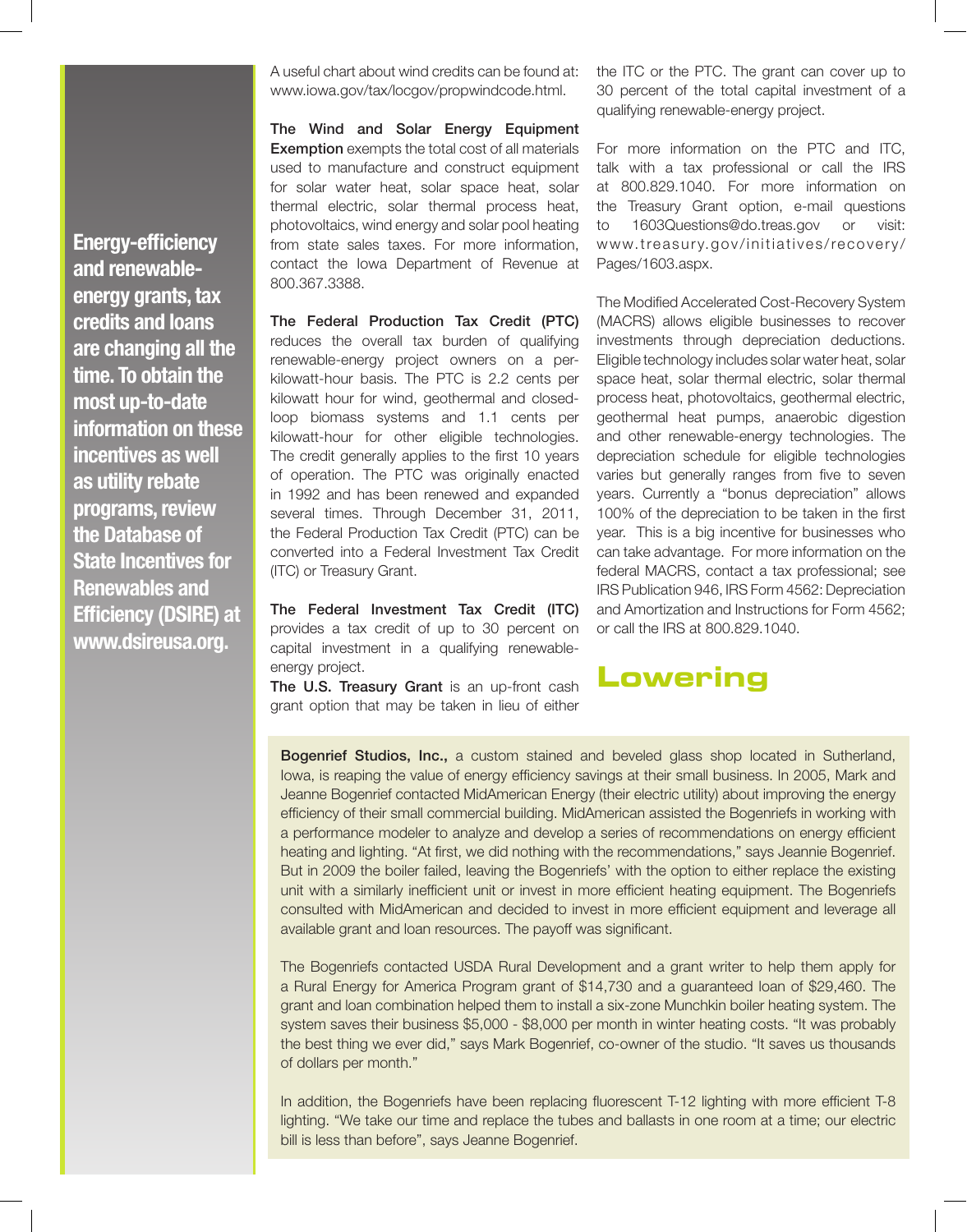**Energy-efficiency and renewable-energy grants, tax credits and loans are changing all the time. To obtain the most up-to-date information on these incentives as well as utility rebate programs, review the Database of State Incentives for Renewables and Efficiency (DSIRE) at www.dsireusa.org.**

A useful chart about wind credits can be found at: www.iowa.gov/tax/locgov/propwindcode.html.

**The Wind and Solar Energy Equipment Exemption** exempts the total cost of all materials used to manufacture and construct equipment for solar water heat, solar space heat, solar thermal electric, solar thermal process heat, photovoltaics, wind energy and solar pool heating from state sales taxes. For more information, contact the Iowa Department of Revenue at 800.367.3388.

**The Federal Production Tax Credit (PTC)** reduces the overall tax burden of qualifying renewable-energy project owners on a per-kilowatt-hour basis. The PTC is 2.2 cents per kilowatt hour for wind, geothermal and closed-loop biomass systems and 1.1 cents per kilowatt-hour for other eligible technologies. The credit generally applies to the first 10 years of operation. The PTC was originally enacted in 1992 and has been renewed and expanded several times. Through December 31, 2011, the Federal Production Tax Credit (PTC) can be converted into a Federal Investment Tax Credit (ITC) or Treasury Grant.

**The Federal Investment Tax Credit (ITC)** provides a tax credit of up to 30 percent on capital investment in a qualifying renewable-energy project.

**The U.S. Treasury Grant** is an up-front cash grant option that may be taken in lieu of either the ITC or the PTC. The grant can cover up to 30 percent of the total capital investment of a qualifying renewable-energy project.

For more information on the PTC and ITC, talk with a tax professional or call the IRS at 800.829.1040. For more information on the Treasury Grant option, e-mail questions to 1603Questions@do.treas.gov or visit: www.treasury.gov/initiatives/recovery/Pages/1603.aspx.

The Modified Accelerated Cost-Recovery System (MACRS) allows eligible businesses to recover investments through depreciation deductions. Eligible technology includes solar water heat, solar space heat, solar thermal electric, solar thermal process heat, photovoltaics, geothermal electric, geothermal heat pumps, anaerobic digestion and other renewable-energy technologies. The depreciation schedule for eligible technologies varies but generally ranges from five to seven years. Currently a "bonus depreciation" allows 100% of the depreciation to be taken in the first year. This is a big incentive for businesses who can take advantage. For more information on the federal MACRS, contact a tax professional; see IRS Publication 946, IRS Form 4562: Depreciation and Amortization and Instructions for Form 4562; or call the IRS at 800.829.1040.

## Lowering

**Bogenrief Studios, Inc.,** a custom stained and beveled glass shop located in Sutherland, Iowa, is reaping the value of energy efficiency savings at their small business. In 2005, Mark and Jeanne Bogenrief contacted MidAmerican Energy (their electric utility) about improving the energy efficiency of their small commercial building. MidAmerican assisted the Bogenriefs in working with a performance modeler to analyze and develop a series of recommendations on energy efficient heating and lighting. "At first, we did nothing with the recommendations," says Jeannie Bogenrief. But in 2009 the boiler failed, leaving the Bogenriefs' with the option to either replace the existing unit with a similarly inefficient unit or invest in more efficient heating equipment. The Bogenriefs consulted with MidAmerican and decided to invest in more efficient equipment and leverage all available grant and loan resources. The payoff was significant.

The Bogenriefs contacted USDA Rural Development and a grant writer to help them apply for a Rural Energy for America Program grant of $14,730 and a guaranteed loan of $29,460. The grant and loan combination helped them to install a six-zone Munchkin boiler heating system. The system saves their business $5,000 - $8,000 per month in winter heating costs. "It was probably the best thing we ever did," says Mark Bogenrief, co-owner of the studio. "It saves us thousands of dollars per month."

In addition, the Bogenriefs have been replacing fluorescent T-12 lighting with more efficient T-8 lighting. "We take our time and replace the tubes and ballasts in one room at a time; our electric bill is less than before", says Jeanne Bogenrief.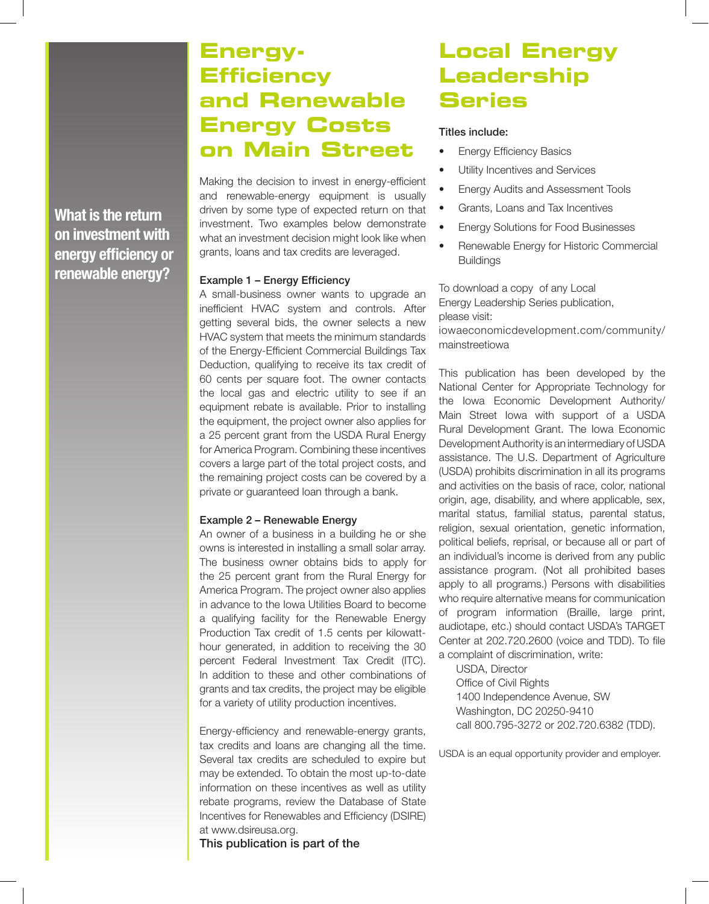**What is the return on investment with energy efficiency or renewable energy?**

# Energy-Efficiency and Renewable Energy Costs on Main Street

Making the decision to invest in energy-efficient and renewable-energy equipment is usually driven by some type of expected return on that investment. Two examples below demonstrate what an investment decision might look like when grants, loans and tax credits are leveraged.

**Example 1 – Energy Efficiency**

A small-business owner wants to upgrade an inefficient HVAC system and controls. After getting several bids, the owner selects a new HVAC system that meets the minimum standards of the Energy-Efficient Commercial Buildings Tax Deduction, qualifying to receive its tax credit of 60 cents per square foot. The owner contacts the local gas and electric utility to see if an equipment rebate is available. Prior to installing the equipment, the project owner also applies for a 25 percent grant from the USDA Rural Energy for America Program. Combining these incentives covers a large part of the total project costs, and the remaining project costs can be covered by a private or guaranteed loan through a bank.

**Example 2 – Renewable Energy**

An owner of a business in a building he or she owns is interested in installing a small solar array. The business owner obtains bids to apply for the 25 percent grant from the Rural Energy for America Program. The project owner also applies in advance to the Iowa Utilities Board to become a qualifying facility for the Renewable Energy Production Tax credit of 1.5 cents per kilowatt-hour generated, in addition to receiving the 30 percent Federal Investment Tax Credit (ITC). In addition to these and other combinations of grants and tax credits, the project may be eligible for a variety of utility production incentives.

Energy-efficiency and renewable-energy grants, tax credits and loans are changing all the time. Several tax credits are scheduled to expire but may be extended. To obtain the most up-to-date information on these incentives as well as utility rebate programs, review the Database of State Incentives for Renewables and Efficiency (DSIRE) at www.dsireusa.org.

**This publication is part of the**

# Local Energy Leadership Series

**Titles include:**

- Energy Efficiency Basics
- Utility Incentives and Services
- Energy Audits and Assessment Tools
- Grants, Loans and Tax Incentives
- Energy Solutions for Food Businesses
- Renewable Energy for Historic Commercial Buildings

To download a copy of any Local Energy Leadership Series publication, please visit: iowaeconomicdevelopment.com/community/mainstreetiowa

This publication has been developed by the National Center for Appropriate Technology for the Iowa Economic Development Authority/Main Street Iowa with support of a USDA Rural Development Grant. The Iowa Economic Development Authority is an intermediary of USDA assistance. The U.S. Department of Agriculture (USDA) prohibits discrimination in all its programs and activities on the basis of race, color, national origin, age, disability, and where applicable, sex, marital status, familial status, parental status, religion, sexual orientation, genetic information, political beliefs, reprisal, or because all or part of an individual's income is derived from any public assistance program. (Not all prohibited bases apply to all programs.) Persons with disabilities who require alternative means for communication of program information (Braille, large print, audiotape, etc.) should contact USDA's TARGET Center at 202.720.2600 (voice and TDD). To file a complaint of discrimination, write:

USDA, Director
Office of Civil Rights
1400 Independence Avenue, SW
Washington, DC 20250-9410
call 800.795-3272 or 202.720.6382 (TDD).

USDA is an equal opportunity provider and employer.